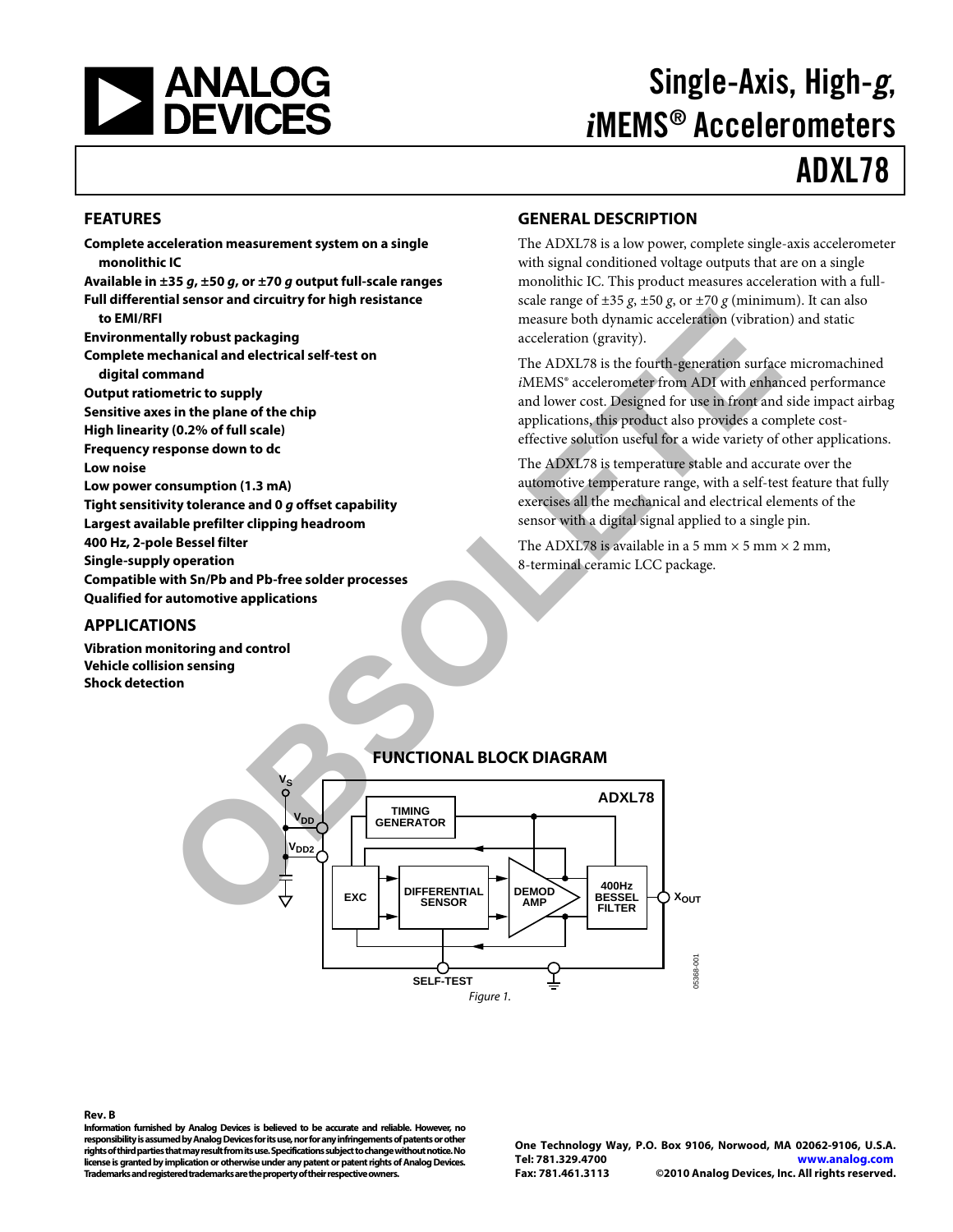# Single-Axis, High-g, iMEMS® Accelerometers

# ADXL78

## FEATURES

**Complete acceleration measurement system on a single monolithic IC**
**Available in ±35 g, ±50 g, or ±70 g output full-scale ranges**
**Full differential sensor and circuitry for high resistance to EMI/RFI**
**Environmentally robust packaging**
**Complete mechanical and electrical self-test on digital command**
**Output ratiometric to supply**
**Sensitive axes in the plane of the chip**
**High linearity (0.2% of full scale)**
**Frequency response down to dc**
**Low noise**
**Low power consumption (1.3 mA)**
**Tight sensitivity tolerance and 0 g offset capability**
**Largest available prefilter clipping headroom**
**400 Hz, 2-pole Bessel filter**
**Single-supply operation**
**Compatible with Sn/Pb and Pb-free solder processes**
**Qualified for automotive applications**

## APPLICATIONS

**Vibration monitoring and control**
**Vehicle collision sensing**
**Shock detection**

## GENERAL DESCRIPTION

The ADXL78 is a low power, complete single-axis accelerometer with signal conditioned voltage outputs that are on a single monolithic IC. This product measures acceleration with a full-scale range of ±35 g, ±50 g, or ±70 g (minimum). It can also measure both dynamic acceleration (vibration) and static acceleration (gravity).

The ADXL78 is the fourth-generation surface micromachined iMEMS® accelerometer from ADI with enhanced performance and lower cost. Designed for use in front and side impact airbag applications, this product also provides a complete cost-effective solution useful for a wide variety of other applications.

The ADXL78 is temperature stable and accurate over the automotive temperature range, with a self-test feature that fully exercises all the mechanical and electrical elements of the sensor with a digital signal applied to a single pin.

The ADXL78 is available in a 5 mm × 5 mm × 2 mm, 8-terminal ceramic LCC package.

## FUNCTIONAL BLOCK DIAGRAM

Figure 1.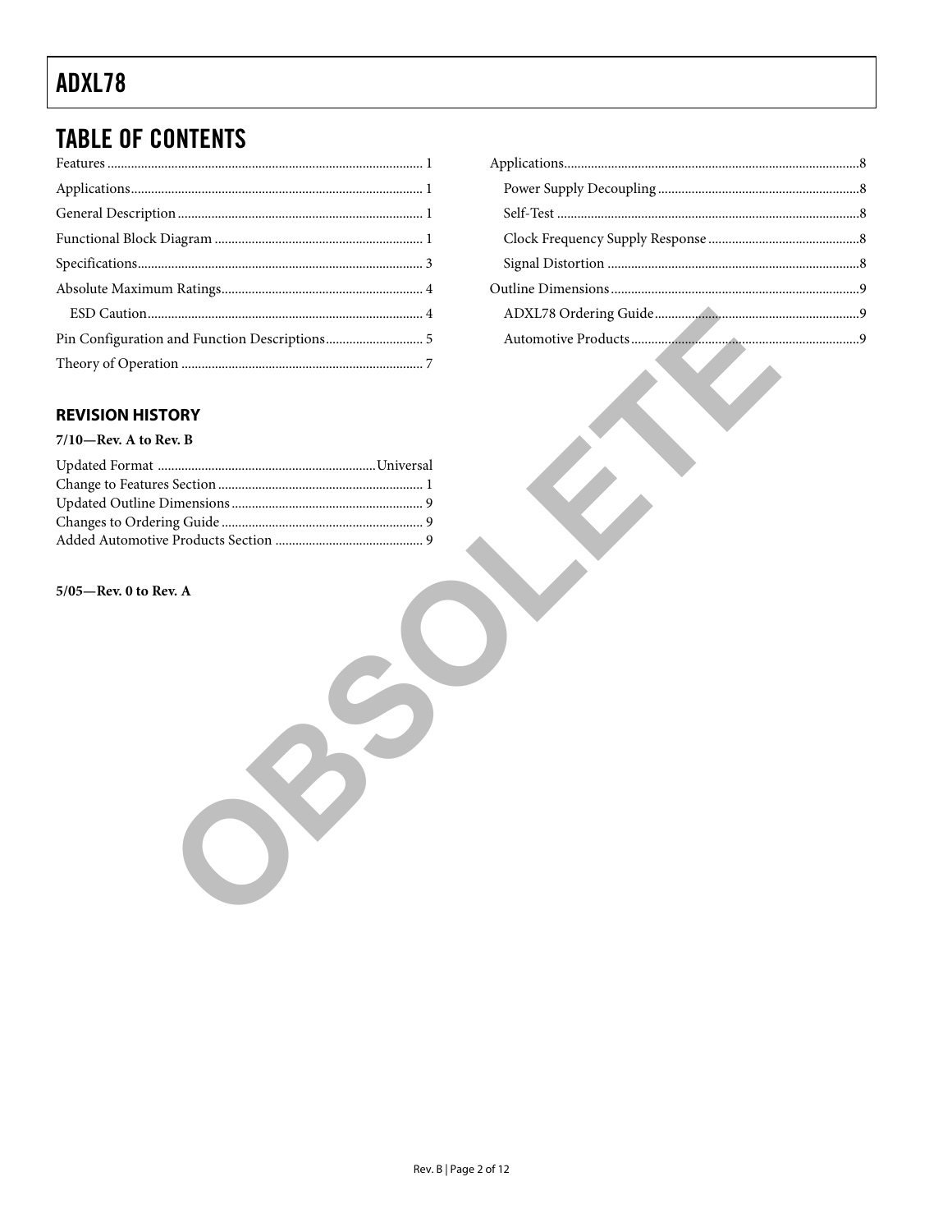## TABLE OF CONTENTS

Features ... 1
Applications ... 1
General Description ... 1
Functional Block Diagram ... 1
Specifications ... 3
Absolute Maximum Ratings ... 4
    ESD Caution ... 4
Pin Configuration and Function Descriptions ... 5
Theory of Operation ... 7
Applications ... 8
    Power Supply Decoupling ... 8
    Self-Test ... 8
    Clock Frequency Supply Response ... 8
    Signal Distortion ... 8
Outline Dimensions ... 9
    ADXL78 Ordering Guide ... 9
    Automotive Products ... 9

### REVISION HISTORY

**7/10—Rev. A to Rev. B**

Updated Format ... Universal
Change to Features Section ... 1
Updated Outline Dimensions ... 9
Changes to Ordering Guide ... 9
Added Automotive Products Section ... 9

**5/05—Rev. 0 to Rev. A**

OBSOLETE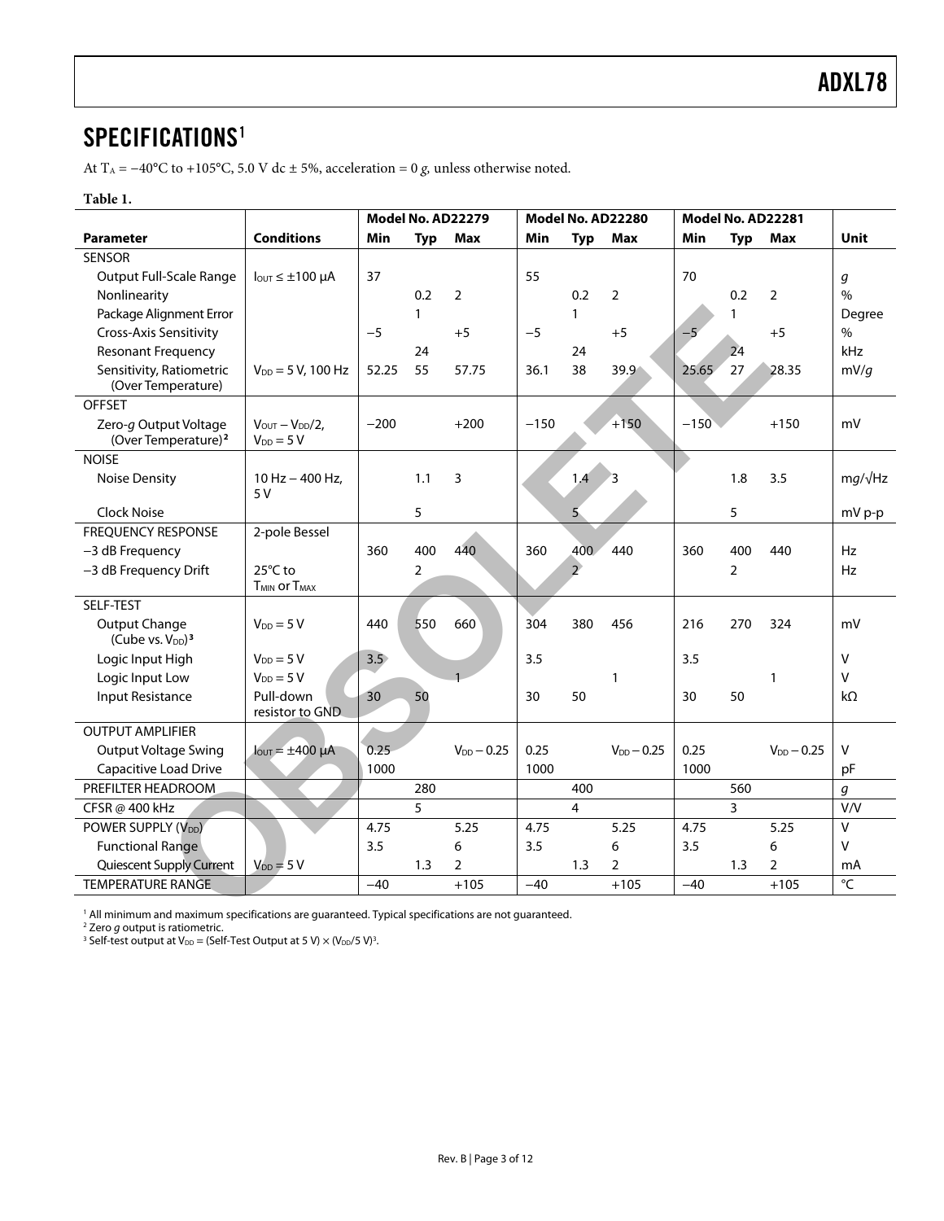# SPECIFICATIONS[1]

At $T_A$ = −40°C to +105°C, 5.0 V dc ± 5%, acceleration = 0 *g*, unless otherwise noted.

**Table 1.**

| | | Model No. AD22279 | | | Model No. AD22280 | | | Model No. AD22281 | | | |
|---|---|---|---|---|---|---|---|---|---|---|---|
| **Parameter** | **Conditions** | **Min** | **Typ** | **Max** | **Min** | **Typ** | **Max** | **Min** | **Typ** | **Max** | **Unit** |
| SENSOR | | | | | | | | | | | |
| Output Full-Scale Range | $I_{OUT} \leq \pm100$ µA | 37 | | | 55 | | | 70 | | | *g* |
| Nonlinearity | | | 0.2 | 2 | | 0.2 | 2 | | 0.2 | 2 | % |
| Package Alignment Error | | | 1 | | | 1 | | | 1 | | Degree |
| Cross-Axis Sensitivity | | −5 | | +5 | −5 | | +5 | −5 | | +5 | % |
| Resonant Frequency | | | 24 | | | 24 | | | 24 | | kHz |
| Sensitivity, Ratiometric (Over Temperature) | $V_{DD}$ = 5 V, 100 Hz | 52.25 | 55 | 57.75 | 36.1 | 38 | 39.9 | 25.65 | 27 | 28.35 | mV/*g* |
| OFFSET | | | | | | | | | | | |
| Zero-*g* Output Voltage (Over Temperature)[2] | $V_{OUT} - V_{DD}/2$, $V_{DD}$ = 5 V | −200 | | +200 | −150 | | +150 | −150 | | +150 | mV |
| NOISE | | | | | | | | | | | |
| Noise Density | 10 Hz – 400 Hz, 5 V | | 1.1 | 3 | | 1.4 | 3 | | 1.8 | 3.5 | m*g*/√Hz |
| Clock Noise | | | 5 | | | 5 | | | 5 | | mV p-p |
| FREQUENCY RESPONSE | 2-pole Bessel | | | | | | | | | | |
| −3 dB Frequency | | 360 | 400 | 440 | 360 | 400 | 440 | 360 | 400 | 440 | Hz |
| −3 dB Frequency Drift | 25°C to $T_{MIN}$ or $T_{MAX}$ | | 2 | | | 2 | | | 2 | | Hz |
| SELF-TEST | | | | | | | | | | | |
| Output Change (Cube vs. $V_{DD}$)[3] | $V_{DD}$ = 5 V | 440 | 550 | 660 | 304 | 380 | 456 | 216 | 270 | 324 | mV |
| Logic Input High | $V_{DD}$ = 5 V | 3.5 | | | 3.5 | | | 3.5 | | | V |
| Logic Input Low | $V_{DD}$ = 5 V | | | 1 | | | 1 | | | 1 | V |
| Input Resistance | Pull-down resistor to GND | 30 | 50 | | 30 | 50 | | 30 | 50 | | kΩ |
| OUTPUT AMPLIFIER | | | | | | | | | | | |
| Output Voltage Swing | $I_{OUT} = \pm400$ µA | 0.25 | | $V_{DD} - 0.25$ | 0.25 | | $V_{DD} - 0.25$ | 0.25 | | $V_{DD} - 0.25$ | V |
| Capacitive Load Drive | | 1000 | | | 1000 | | | 1000 | | | pF |
| PREFILTER HEADROOM | | | 280 | | | 400 | | | 560 | | *g* |
| CFSR @ 400 kHz | | | 5 | | | 4 | | | 3 | | V/V |
| POWER SUPPLY ($V_{DD}$) | | 4.75 | | 5.25 | 4.75 | | 5.25 | 4.75 | | 5.25 | V |
| Functional Range | | 3.5 | | 6 | 3.5 | | 6 | 3.5 | | 6 | V |
| Quiescent Supply Current | $V_{DD}$ = 5 V | | 1.3 | 2 | | 1.3 | 2 | | 1.3 | 2 | mA |
| TEMPERATURE RANGE | | −40 | | +105 | −40 | | +105 | −40 | | +105 | °C |

[1] All minimum and maximum specifications are guaranteed. Typical specifications are not guaranteed.
[2] Zero *g* output is ratiometric.
[3] Self-test output at $V_{DD}$ = (Self-Test Output at 5 V) × $(V_{DD}/5\ V)^3$.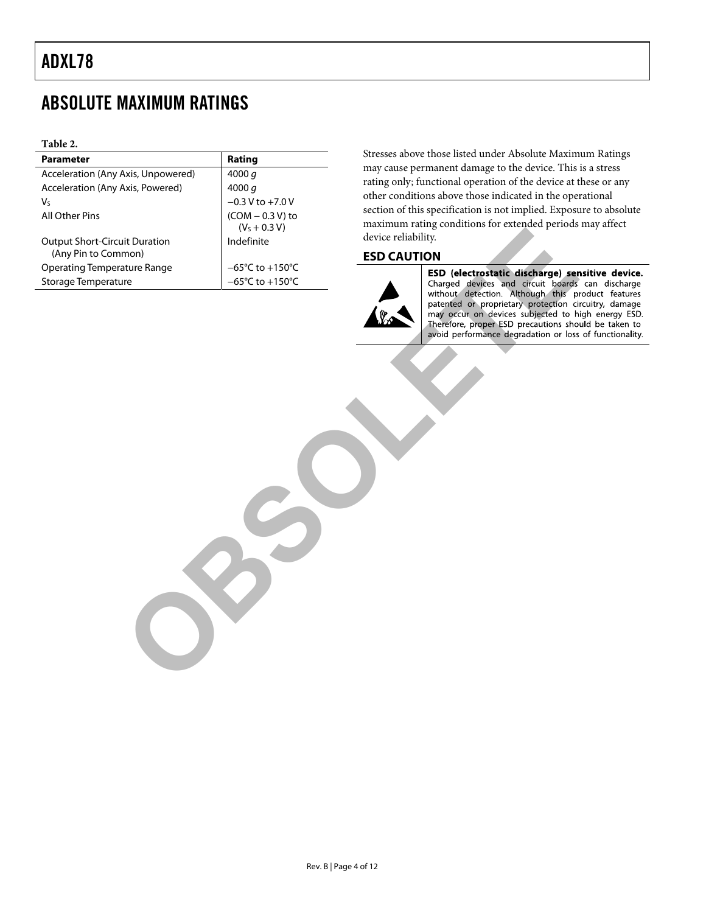# ABSOLUTE MAXIMUM RATINGS

**Table 2.**

| Parameter | Rating |
|---|---|
| Acceleration (Any Axis, Unpowered) | 4000 *g* |
| Acceleration (Any Axis, Powered) | 4000 *g* |
| $V_S$ | −0.3 V to +7.0 V |
| All Other Pins | (COM − 0.3 V) to ($V_S$ + 0.3 V) |
| Output Short-Circuit Duration (Any Pin to Common) | Indefinite |
| Operating Temperature Range | −65°C to +150°C |
| Storage Temperature | −65°C to +150°C |

Stresses above those listed under Absolute Maximum Ratings may cause permanent damage to the device. This is a stress rating only; functional operation of the device at these or any other conditions above those indicated in the operational section of this specification is not implied. Exposure to absolute maximum rating conditions for extended periods may affect device reliability.

## ESD CAUTION

**ESD (electrostatic discharge) sensitive device.** Charged devices and circuit boards can discharge without detection. Although this product features patented or proprietary protection circuitry, damage may occur on devices subjected to high energy ESD. Therefore, proper ESD precautions should be taken to avoid performance degradation or loss of functionality.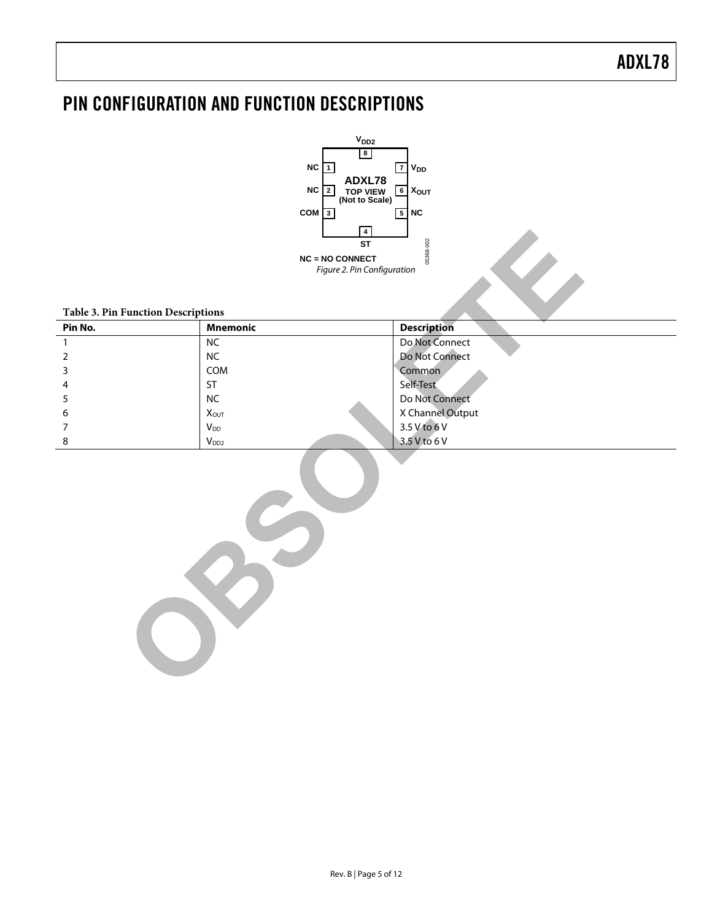# PIN CONFIGURATION AND FUNCTION DESCRIPTIONS

NC = NO CONNECT

*Figure 2. Pin Configuration*

**Table 3. Pin Function Descriptions**

| Pin No. | Mnemonic | Description |
|---|---|---|
| 1 | NC | Do Not Connect |
| 2 | NC | Do Not Connect |
| 3 | COM | Common |
| 4 | ST | Self-Test |
| 5 | NC | Do Not Connect |
| 6 | $X_{OUT}$ | X Channel Output |
| 7 | $V_{DD}$ | 3.5 V to 6 V |
| 8 | $V_{DD2}$ | 3.5 V to 6 V |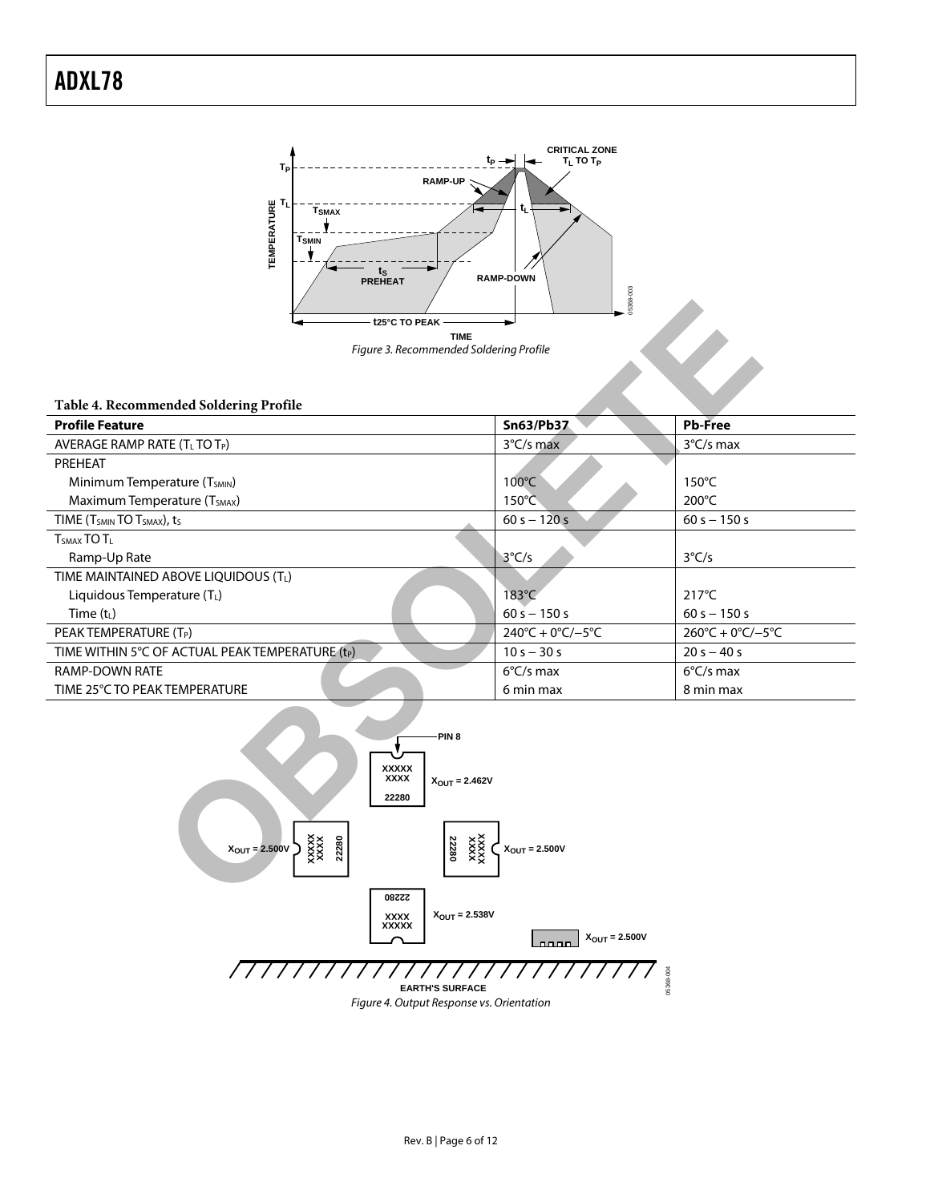Figure 3. Recommended Soldering Profile

**Table 4. Recommended Soldering Profile**

| Profile Feature | Sn63/Pb37 | Pb-Free |
|---|---|---|
| AVERAGE RAMP RATE ($T_L$ TO $T_P$) | 3°C/s max | 3°C/s max |
| PREHEAT | | |
| Minimum Temperature ($T_{SMIN}$) | 100°C | 150°C |
| Maximum Temperature ($T_{SMAX}$) | 150°C | 200°C |
| TIME ($T_{SMIN}$ TO $T_{SMAX}$), $t_S$ | 60 s – 120 s | 60 s – 150 s |
| $T_{SMAX}$ TO $T_L$ | | |
| Ramp-Up Rate | 3°C/s | 3°C/s |
| TIME MAINTAINED ABOVE LIQUIDOUS ($T_L$) | | |
| Liquidous Temperature ($T_L$) | 183°C | 217°C |
| Time ($t_L$) | 60 s – 150 s | 60 s – 150 s |
| PEAK TEMPERATURE ($T_P$) | 240°C + 0°C/−5°C | 260°C + 0°C/−5°C |
| TIME WITHIN 5°C OF ACTUAL PEAK TEMPERATURE ($t_P$) | 10 s – 30 s | 20 s – 40 s |
| RAMP-DOWN RATE | 6°C/s max | 6°C/s max |
| TIME 25°C TO PEAK TEMPERATURE | 6 min max | 8 min max |

Figure 4. Output Response vs. Orientation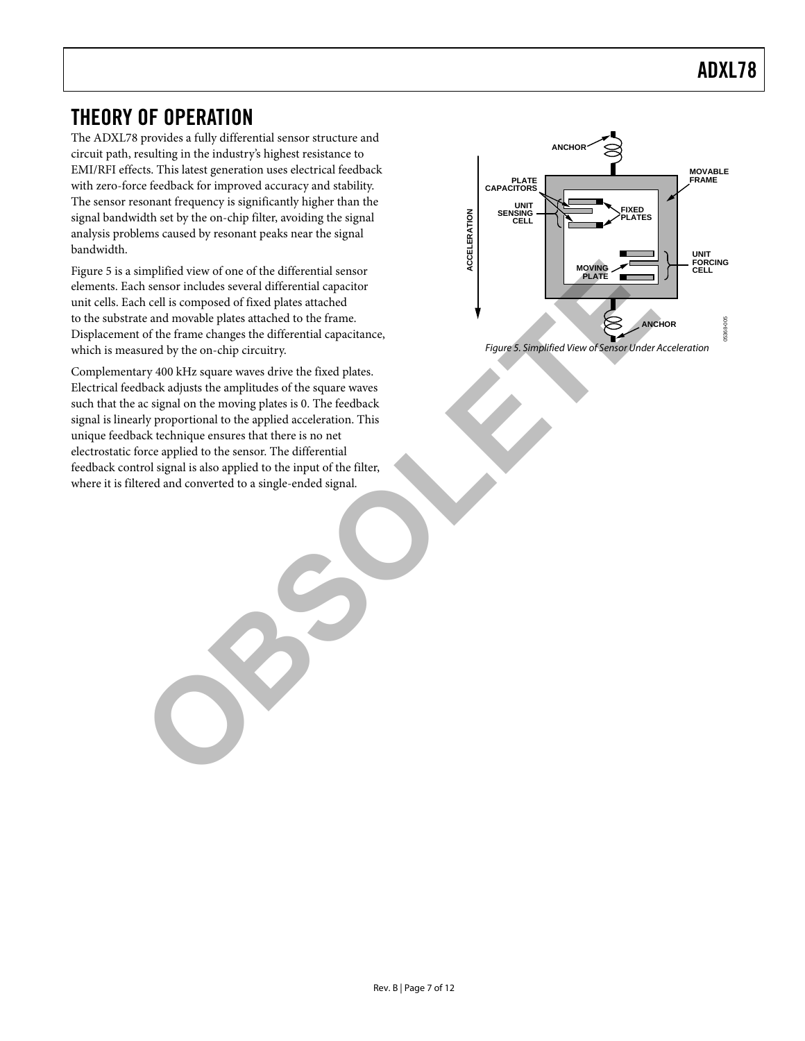# THEORY OF OPERATION

The ADXL78 provides a fully differential sensor structure and circuit path, resulting in the industry's highest resistance to EMI/RFI effects. This latest generation uses electrical feedback with zero-force feedback for improved accuracy and stability. The sensor resonant frequency is significantly higher than the signal bandwidth set by the on-chip filter, avoiding the signal analysis problems caused by resonant peaks near the signal bandwidth.

Figure 5 is a simplified view of one of the differential sensor elements. Each sensor includes several differential capacitor unit cells. Each cell is composed of fixed plates attached to the substrate and movable plates attached to the frame. Displacement of the frame changes the differential capacitance, which is measured by the on-chip circuitry.

Complementary 400 kHz square waves drive the fixed plates. Electrical feedback adjusts the amplitudes of the square waves such that the ac signal on the moving plates is 0. The feedback signal is linearly proportional to the applied acceleration. This unique feedback technique ensures that there is no net electrostatic force applied to the sensor. The differential feedback control signal is also applied to the input of the filter, where it is filtered and converted to a single-ended signal.

Figure 5. Simplified View of Sensor Under Acceleration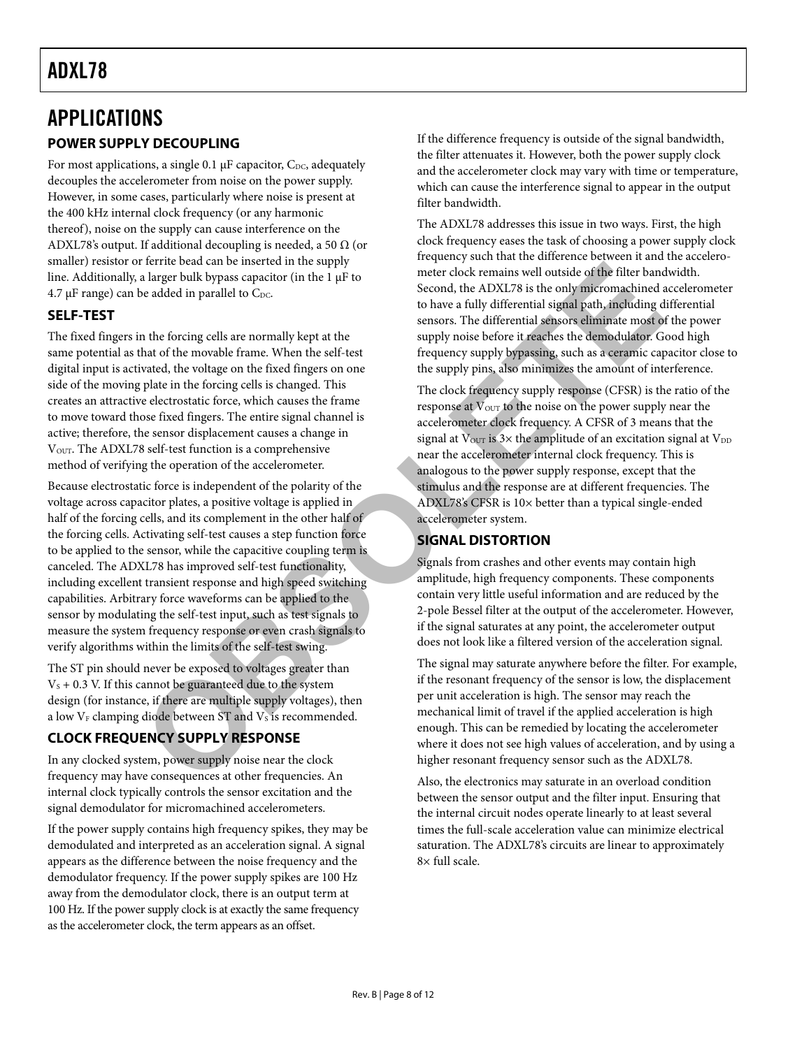## APPLICATIONS

### POWER SUPPLY DECOUPLING

For most applications, a single 0.1 µF capacitor, $C_{DC}$, adequately decouples the accelerometer from noise on the power supply. However, in some cases, particularly where noise is present at the 400 kHz internal clock frequency (or any harmonic thereof), noise on the supply can cause interference on the ADXL78's output. If additional decoupling is needed, a 50 Ω (or smaller) resistor or ferrite bead can be inserted in the supply line. Additionally, a larger bulk bypass capacitor (in the 1 µF to 4.7 µF range) can be added in parallel to $C_{DC}$.

### SELF-TEST

The fixed fingers in the forcing cells are normally kept at the same potential as that of the movable frame. When the self-test digital input is activated, the voltage on the fixed fingers on one side of the moving plate in the forcing cells is changed. This creates an attractive electrostatic force, which causes the frame to move toward those fixed fingers. The entire signal channel is active; therefore, the sensor displacement causes a change in $V_{OUT}$. The ADXL78 self-test function is a comprehensive method of verifying the operation of the accelerometer.

Because electrostatic force is independent of the polarity of the voltage across capacitor plates, a positive voltage is applied in half of the forcing cells, and its complement in the other half of the forcing cells. Activating self-test causes a step function force to be applied to the sensor, while the capacitive coupling term is canceled. The ADXL78 has improved self-test functionality, including excellent transient response and high speed switching capabilities. Arbitrary force waveforms can be applied to the sensor by modulating the self-test input, such as test signals to measure the system frequency response or even crash signals to verify algorithms within the limits of the self-test swing.

The ST pin should never be exposed to voltages greater than $V_S$ + 0.3 V. If this cannot be guaranteed due to the system design (for instance, if there are multiple supply voltages), then a low $V_F$ clamping diode between ST and $V_S$ is recommended.

### CLOCK FREQUENCY SUPPLY RESPONSE

In any clocked system, power supply noise near the clock frequency may have consequences at other frequencies. An internal clock typically controls the sensor excitation and the signal demodulator for micromachined accelerometers.

If the power supply contains high frequency spikes, they may be demodulated and interpreted as an acceleration signal. A signal appears as the difference between the noise frequency and the demodulator frequency. If the power supply spikes are 100 Hz away from the demodulator clock, there is an output term at 100 Hz. If the power supply clock is at exactly the same frequency as the accelerometer clock, the term appears as an offset.

If the difference frequency is outside of the signal bandwidth, the filter attenuates it. However, both the power supply clock and the accelerometer clock may vary with time or temperature, which can cause the interference signal to appear in the output filter bandwidth.

The ADXL78 addresses this issue in two ways. First, the high clock frequency eases the task of choosing a power supply clock frequency such that the difference between it and the accelerometer clock remains well outside of the filter bandwidth. Second, the ADXL78 is the only micromachined accelerometer to have a fully differential signal path, including differential sensors. The differential sensors eliminate most of the power supply noise before it reaches the demodulator. Good high frequency supply bypassing, such as a ceramic capacitor close to the supply pins, also minimizes the amount of interference.

The clock frequency supply response (CFSR) is the ratio of the response at $V_{OUT}$ to the noise on the power supply near the accelerometer clock frequency. A CFSR of 3 means that the signal at $V_{OUT}$ is 3× the amplitude of an excitation signal at $V_{DD}$ near the accelerometer internal clock frequency. This is analogous to the power supply response, except that the stimulus and the response are at different frequencies. The ADXL78's CFSR is 10× better than a typical single-ended accelerometer system.

### SIGNAL DISTORTION

Signals from crashes and other events may contain high amplitude, high frequency components. These components contain very little useful information and are reduced by the 2-pole Bessel filter at the output of the accelerometer. However, if the signal saturates at any point, the accelerometer output does not look like a filtered version of the acceleration signal.

The signal may saturate anywhere before the filter. For example, if the resonant frequency of the sensor is low, the displacement per unit acceleration is high. The sensor may reach the mechanical limit of travel if the applied acceleration is high enough. This can be remedied by locating the accelerometer where it does not see high values of acceleration, and by using a higher resonant frequency sensor such as the ADXL78.

Also, the electronics may saturate in an overload condition between the sensor output and the filter input. Ensuring that the internal circuit nodes operate linearly to at least several times the full-scale acceleration value can minimize electrical saturation. The ADXL78's circuits are linear to approximately 8× full scale.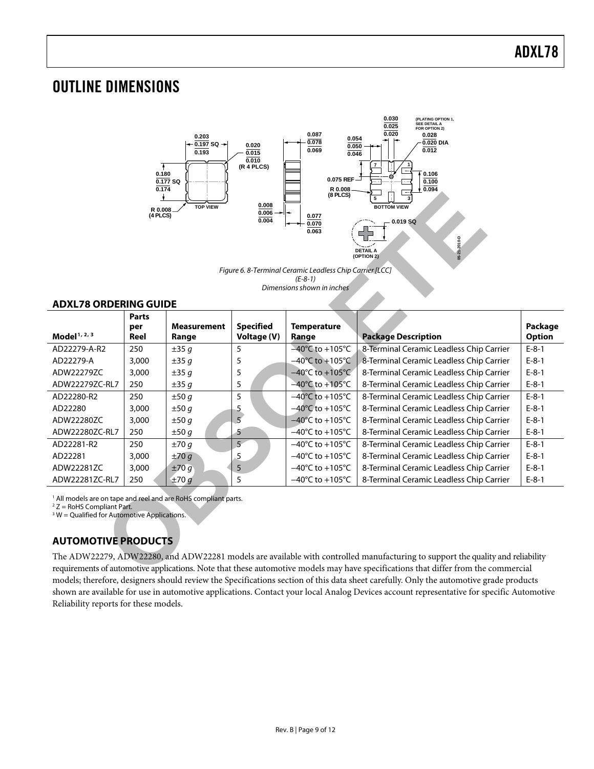## OUTLINE DIMENSIONS

Figure 6. 8-Terminal Ceramic Leadless Chip Carrier [LCC] (E-8-1) Dimensions shown in inches

### ADXL78 ORDERING GUIDE

| Model[1, 2, 3] | Parts per Reel | Measurement Range | Specified Voltage (V) | Temperature Range | Package Description | Package Option |
|---|---|---|---|---|---|---|
| AD22279-A-R2 | 250 | ±35 *g* | 5 | −40°C to +105°C | 8-Terminal Ceramic Leadless Chip Carrier | E-8-1 |
| AD22279-A | 3,000 | ±35 *g* | 5 | −40°C to +105°C | 8-Terminal Ceramic Leadless Chip Carrier | E-8-1 |
| ADW22279ZC | 3,000 | ±35 *g* | 5 | −40°C to +105°C | 8-Terminal Ceramic Leadless Chip Carrier | E-8-1 |
| ADW22279ZC-RL7 | 250 | ±35 *g* | 5 | −40°C to +105°C | 8-Terminal Ceramic Leadless Chip Carrier | E-8-1 |
| AD22280-R2 | 250 | ±50 *g* | 5 | −40°C to +105°C | 8-Terminal Ceramic Leadless Chip Carrier | E-8-1 |
| AD22280 | 3,000 | ±50 *g* | 5 | −40°C to +105°C | 8-Terminal Ceramic Leadless Chip Carrier | E-8-1 |
| ADW22280ZC | 3,000 | ±50 *g* | 5 | −40°C to +105°C | 8-Terminal Ceramic Leadless Chip Carrier | E-8-1 |
| ADW22280ZC-RL7 | 250 | ±50 *g* | 5 | −40°C to +105°C | 8-Terminal Ceramic Leadless Chip Carrier | E-8-1 |
| AD22281-R2 | 250 | ±70 *g* | 5 | −40°C to +105°C | 8-Terminal Ceramic Leadless Chip Carrier | E-8-1 |
| AD22281 | 3,000 | ±70 *g* | 5 | −40°C to +105°C | 8-Terminal Ceramic Leadless Chip Carrier | E-8-1 |
| ADW22281ZC | 3,000 | ±70 *g* | 5 | −40°C to +105°C | 8-Terminal Ceramic Leadless Chip Carrier | E-8-1 |
| ADW22281ZC-RL7 | 250 | ±70 *g* | 5 | −40°C to +105°C | 8-Terminal Ceramic Leadless Chip Carrier | E-8-1 |

[1] All models are on tape and reel and are RoHS compliant parts.
[2] Z = RoHS Compliant Part.
[3] W = Qualified for Automotive Applications.

### AUTOMOTIVE PRODUCTS

The ADW22279, ADW22280, and ADW22281 models are available with controlled manufacturing to support the quality and reliability requirements of automotive applications. Note that these automotive models may have specifications that differ from the commercial models; therefore, designers should review the Specifications section of this data sheet carefully. Only the automotive grade products shown are available for use in automotive applications. Contact your local Analog Devices account representative for specific Automotive Reliability reports for these models.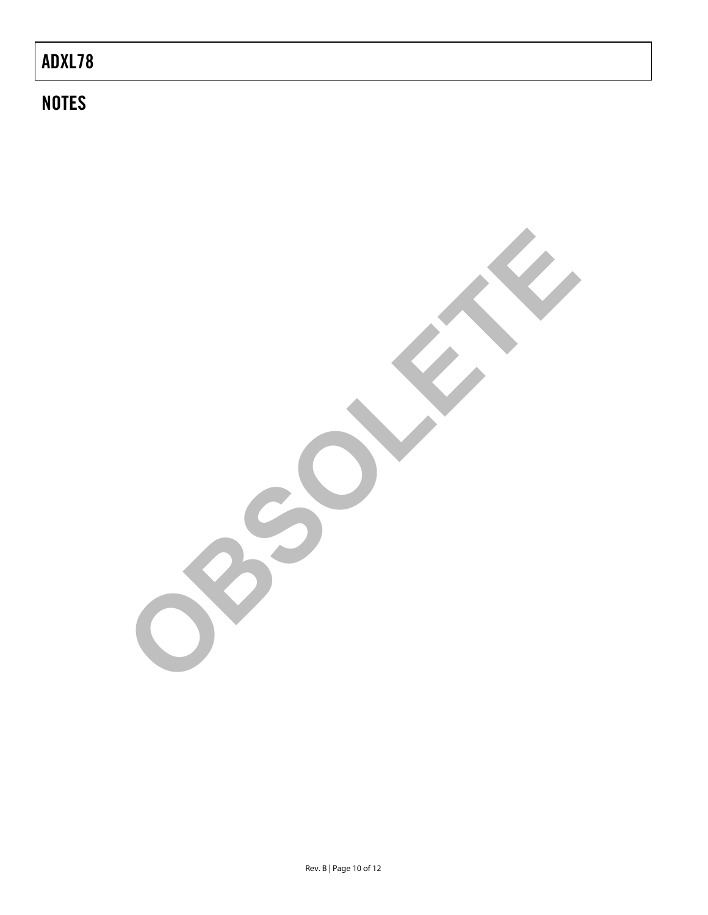## NOTES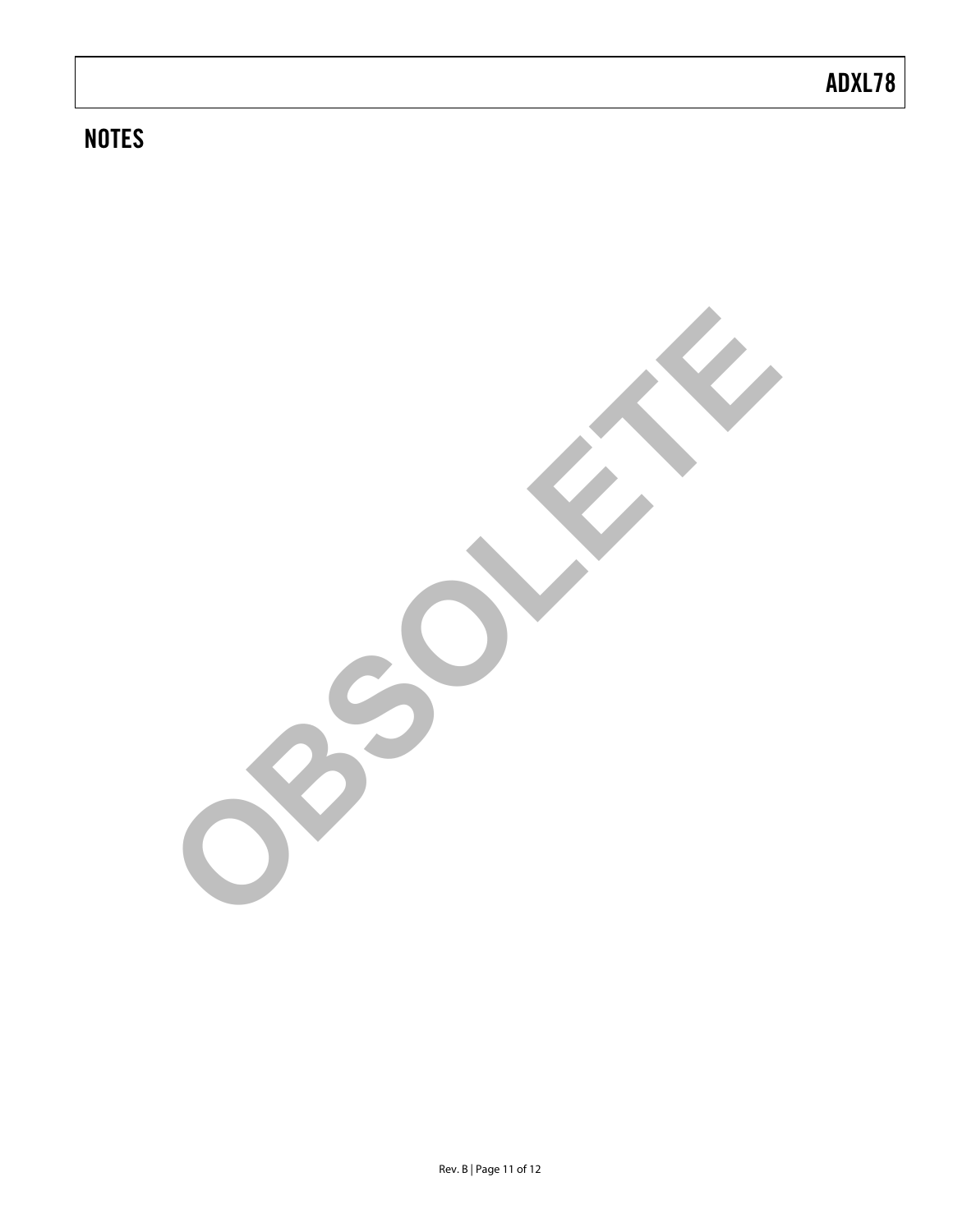## NOTES

OBSOLETE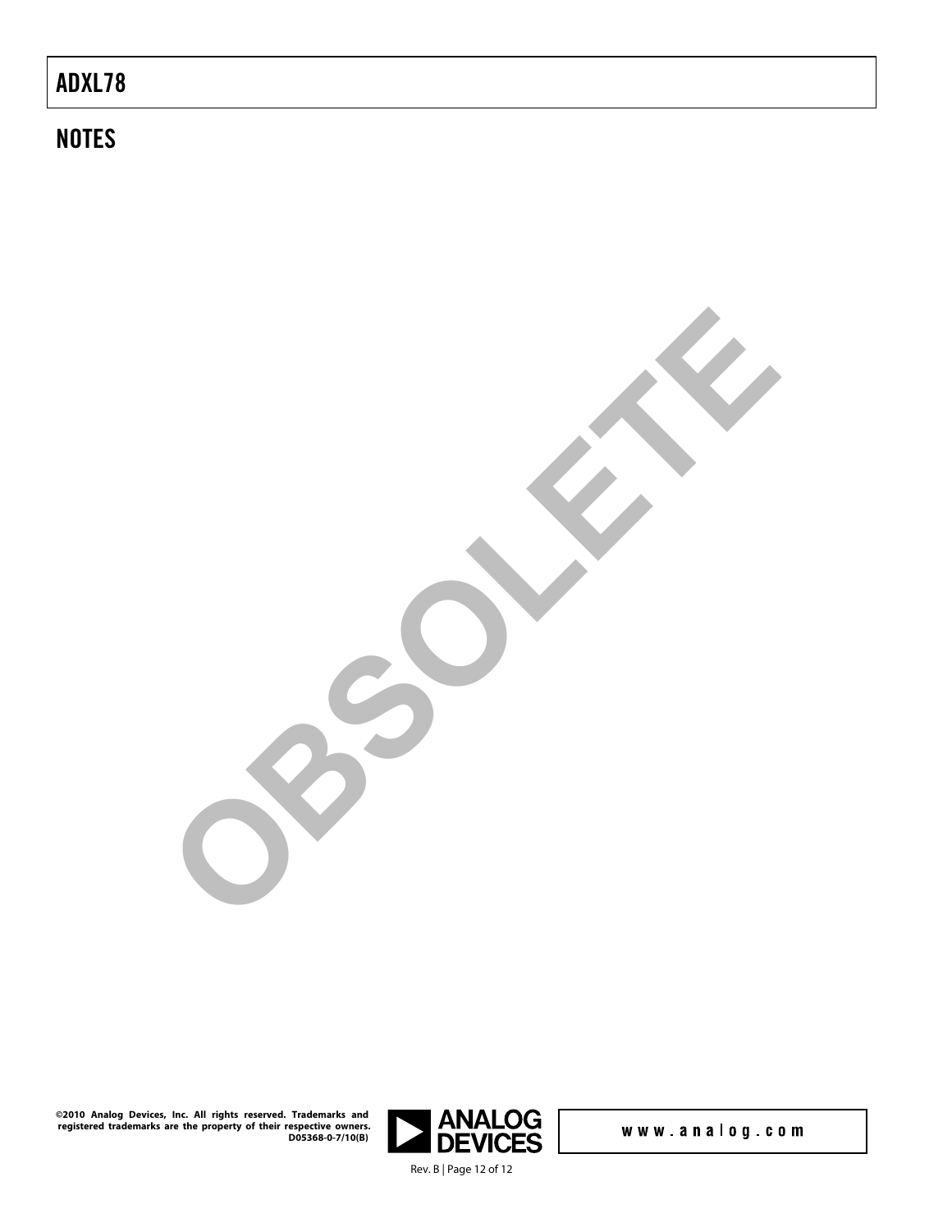## NOTES

OBSOLETE

©2010 Analog Devices, Inc. All rights reserved. Trademarks and registered trademarks are the property of their respective owners.
D05368-0-7/10(B)

www.analog.com